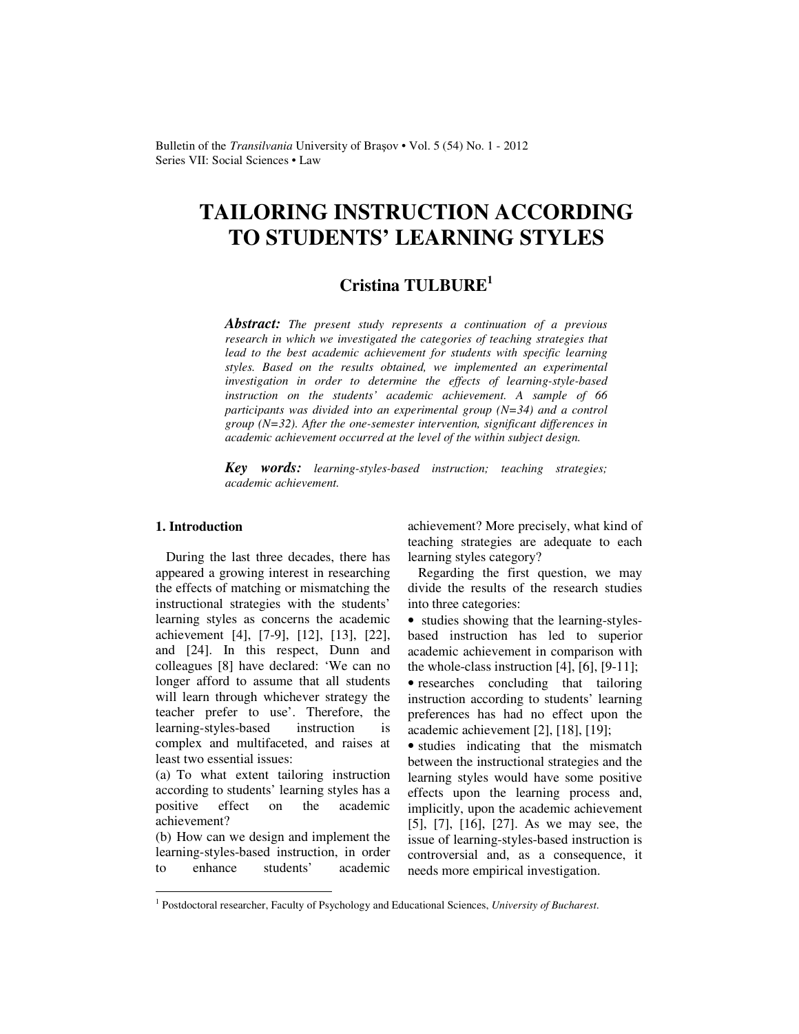# TAILORING INSTRUCTION ACCORDING TO STUDENTS' LEARNING STYLES

## Cristina TULBURE[1]

***Abstract:*** *The present study represents a continuation of a previous research in which we investigated the categories of teaching strategies that lead to the best academic achievement for students with specific learning styles. Based on the results obtained, we implemented an experimental investigation in order to determine the effects of learning-style-based instruction on the students' academic achievement. A sample of 66 participants was divided into an experimental group (N=34) and a control group (N=32). After the one-semester intervention, significant differences in academic achievement occurred at the level of the within subject design.*

***Key words:*** *learning-styles-based instruction; teaching strategies; academic achievement.*

### 1. Introduction

During the last three decades, there has appeared a growing interest in researching the effects of matching or mismatching the instructional strategies with the students' learning styles as concerns the academic achievement [4], [7-9], [12], [13], [22], and [24]. In this respect, Dunn and colleagues [8] have declared: 'We can no longer afford to assume that all students will learn through whichever strategy the teacher prefer to use'. Therefore, the learning-styles-based instruction is complex and multifaceted, and raises at least two essential issues:

(a) To what extent tailoring instruction according to students' learning styles has a positive effect on the academic achievement?

(b) How can we design and implement the learning-styles-based instruction, in order to enhance students' academic achievement? More precisely, what kind of teaching strategies are adequate to each learning styles category?

Regarding the first question, we may divide the results of the research studies into three categories:

- studies showing that the learning-styles-based instruction has led to superior academic achievement in comparison with the whole-class instruction [4], [6], [9-11];
- researches concluding that tailoring instruction according to students' learning preferences has had no effect upon the academic achievement [2], [18], [19];
- studies indicating that the mismatch between the instructional strategies and the learning styles would have some positive effects upon the learning process and, implicitly, upon the academic achievement [5], [7], [16], [27]. As we may see, the issue of learning-styles-based instruction is controversial and, as a consequence, it needs more empirical investigation.

[1] Postdoctoral researcher, Faculty of Psychology and Educational Sciences, *University of Bucharest*.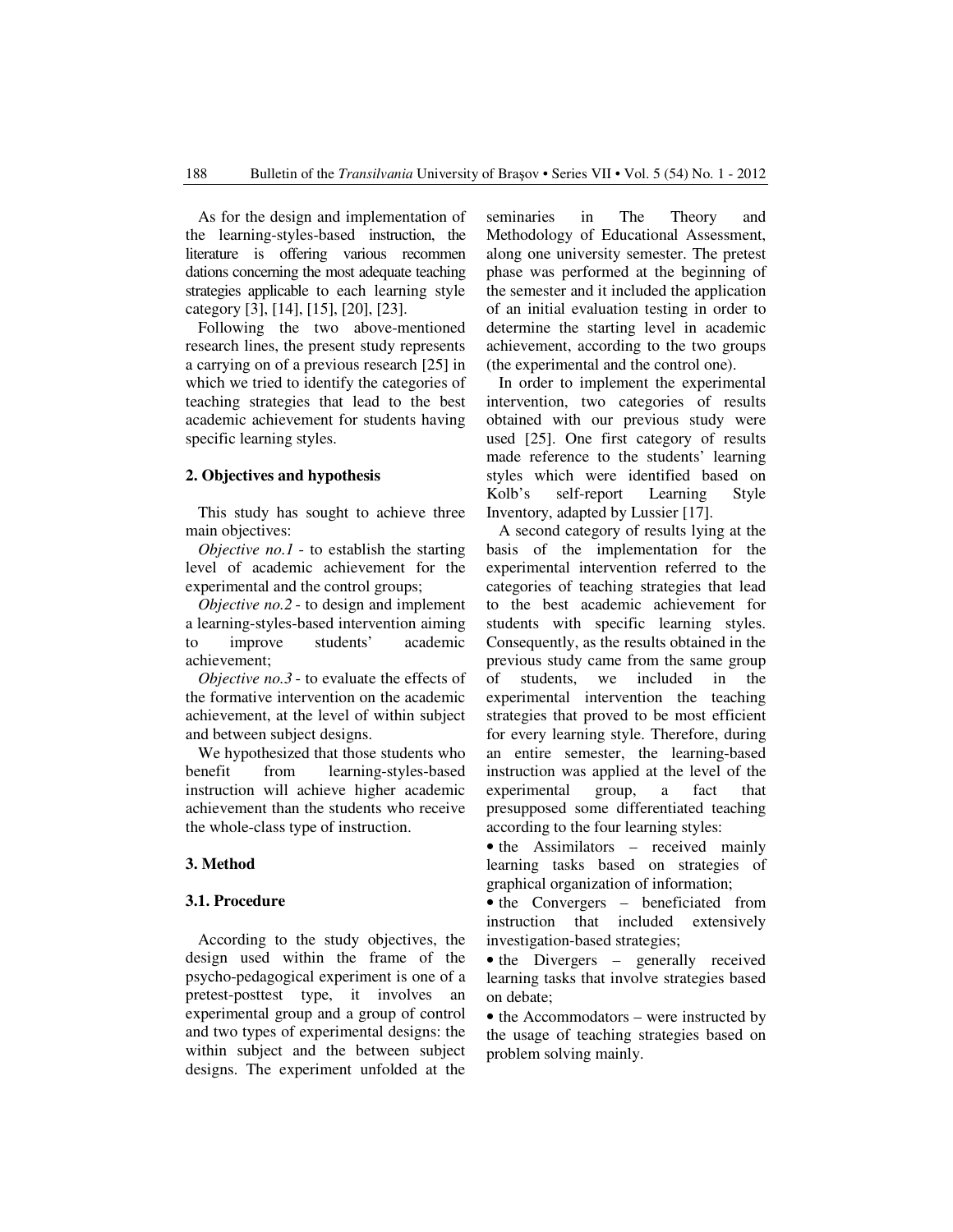As for the design and implementation of the learning-styles-based instruction, the literature is offering various recommendations concerning the most adequate teaching strategies applicable to each learning style category [3], [14], [15], [20], [23].

Following the two above-mentioned research lines, the present study represents a carrying on of a previous research [25] in which we tried to identify the categories of teaching strategies that lead to the best academic achievement for students having specific learning styles.

## 2. Objectives and hypothesis

This study has sought to achieve three main objectives:

*Objective no.1* - to establish the starting level of academic achievement for the experimental and the control groups;

*Objective no.2* - to design and implement a learning-styles-based intervention aiming to improve students' academic achievement;

*Objective no.3* - to evaluate the effects of the formative intervention on the academic achievement, at the level of within subject and between subject designs.

We hypothesized that those students who benefit from learning-styles-based instruction will achieve higher academic achievement than the students who receive the whole-class type of instruction.

## 3. Method

### 3.1. Procedure

According to the study objectives, the design used within the frame of the psycho-pedagogical experiment is one of a pretest-posttest type, it involves an experimental group and a group of control and two types of experimental designs: the within subject and the between subject designs. The experiment unfolded at the seminaries in The Theory and Methodology of Educational Assessment, along one university semester. The pretest phase was performed at the beginning of the semester and it included the application of an initial evaluation testing in order to determine the starting level in academic achievement, according to the two groups (the experimental and the control one).

In order to implement the experimental intervention, two categories of results obtained with our previous study were used [25]. One first category of results made reference to the students' learning styles which were identified based on Kolb's self-report Learning Style Inventory, adapted by Lussier [17].

A second category of results lying at the basis of the implementation for the experimental intervention referred to the categories of teaching strategies that lead to the best academic achievement for students with specific learning styles. Consequently, as the results obtained in the previous study came from the same group of students, we included in the experimental intervention the teaching strategies that proved to be most efficient for every learning style. Therefore, during an entire semester, the learning-based instruction was applied at the level of the experimental group, a fact that presupposed some differentiated teaching according to the four learning styles:

- the Assimilators – received mainly learning tasks based on strategies of graphical organization of information;
- the Convergers – beneficiated from instruction that included extensively investigation-based strategies;
- the Divergers – generally received learning tasks that involve strategies based on debate;
- the Accommodators – were instructed by the usage of teaching strategies based on problem solving mainly.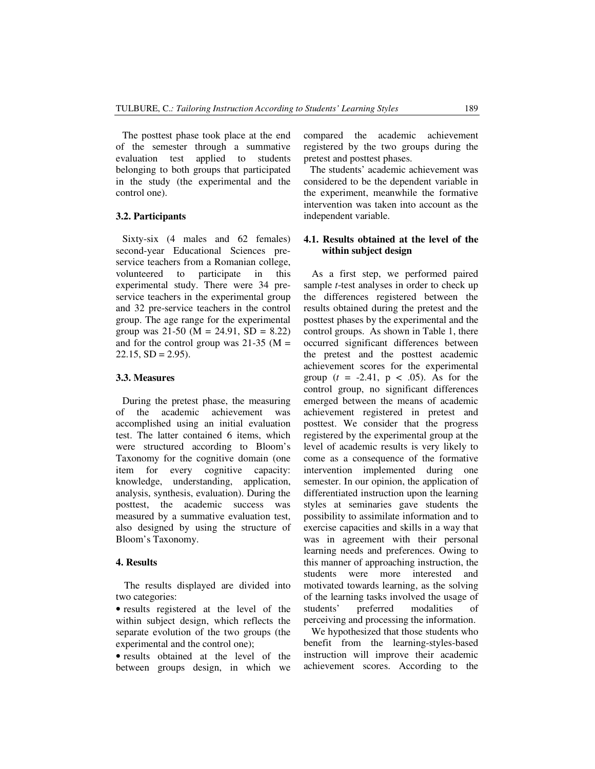The posttest phase took place at the end of the semester through a summative evaluation test applied to students belonging to both groups that participated in the study (the experimental and the control one).

### 3.2. Participants

Sixty-six (4 males and 62 females) second-year Educational Sciences pre-service teachers from a Romanian college, volunteered to participate in this experimental study. There were 34 pre-service teachers in the experimental group and 32 pre-service teachers in the control group. The age range for the experimental group was 21-50 ($M = 24.91$, $SD = 8.22$) and for the control group was 21-35 ($M = 22.15$, $SD = 2.95$).

### 3.3. Measures

During the pretest phase, the measuring of the academic achievement was accomplished using an initial evaluation test. The latter contained 6 items, which were structured according to Bloom's Taxonomy for the cognitive domain (one item for every cognitive capacity: knowledge, understanding, application, analysis, synthesis, evaluation). During the posttest, the academic success was measured by a summative evaluation test, also designed by using the structure of Bloom's Taxonomy.

## 4. Results

The results displayed are divided into two categories:

- results registered at the level of the within subject design, which reflects the separate evolution of the two groups (the experimental and the control one);
- results obtained at the level of the between groups design, in which we compared the academic achievement registered by the two groups during the pretest and posttest phases.

The students' academic achievement was considered to be the dependent variable in the experiment, meanwhile the formative intervention was taken into account as the independent variable.

### 4.1. Results obtained at the level of the within subject design

As a first step, we performed paired sample *t*-test analyses in order to check up the differences registered between the results obtained during the pretest and the posttest phases by the experimental and the control groups. As shown in Table 1, there occurred significant differences between the pretest and the posttest academic achievement scores for the experimental group ($t = -2.41$, $p < .05$). As for the control group, no significant differences emerged between the means of academic achievement registered in pretest and posttest. We consider that the progress registered by the experimental group at the level of academic results is very likely to come as a consequence of the formative intervention implemented during one semester. In our opinion, the application of differentiated instruction upon the learning styles at seminaries gave students the possibility to assimilate information and to exercise capacities and skills in a way that was in agreement with their personal learning needs and preferences. Owing to this manner of approaching instruction, the students were more interested and motivated towards learning, as the solving of the learning tasks involved the usage of students' preferred modalities of perceiving and processing the information.

We hypothesized that those students who benefit from the learning-styles-based instruction will improve their academic achievement scores. According to the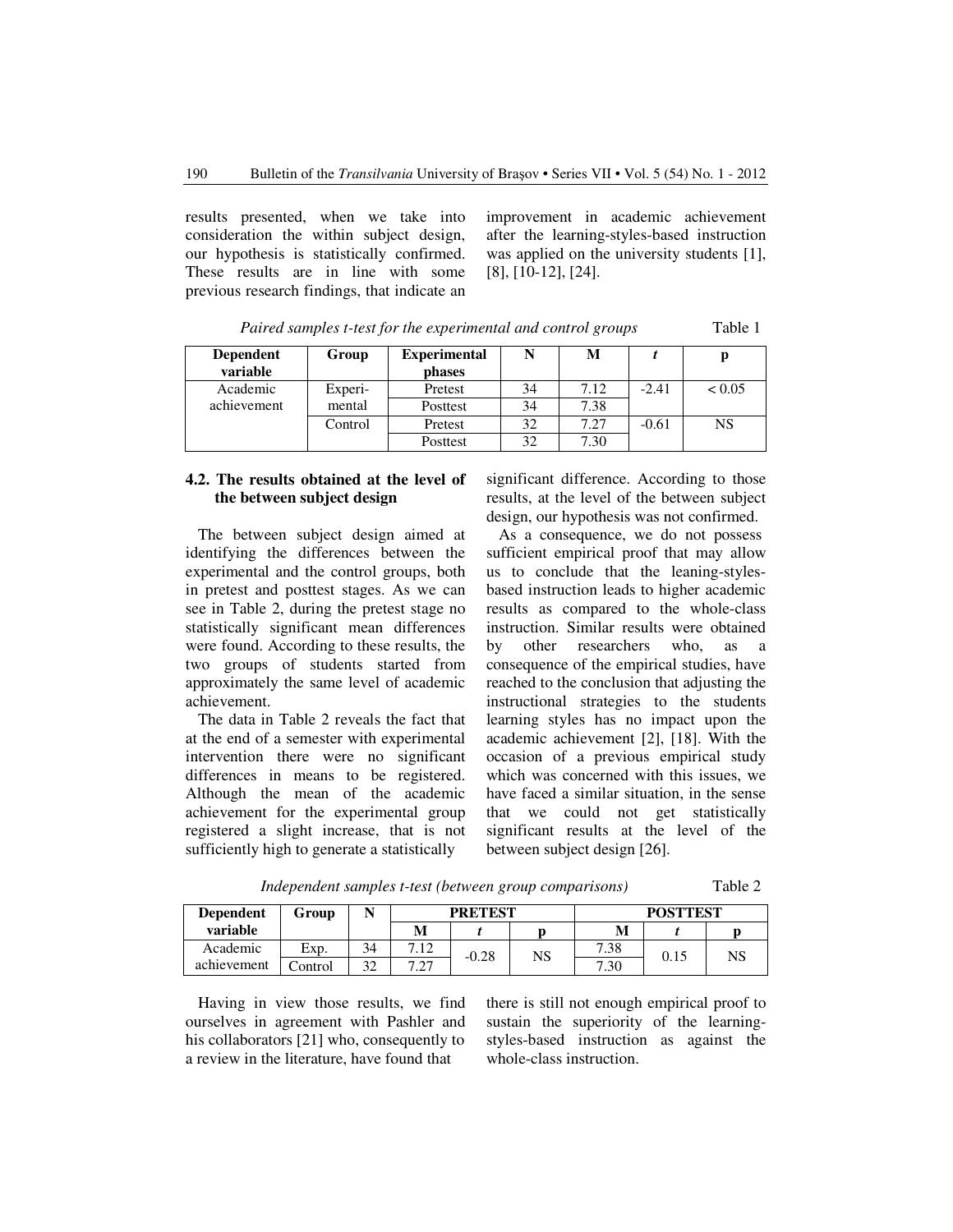results presented, when we take into consideration the within subject design, our hypothesis is statistically confirmed. These results are in line with some previous research findings, that indicate an improvement in academic achievement after the learning-styles-based instruction was applied on the university students [1], [8], [10-12], [24].

*Paired samples t-test for the experimental and control groups* Table 1

| Dependent variable | Group | Experimental phases | N | M | *t* | p |
|---|---|---|---|---|---|---|
| Academic achievement | Experi-mental | Pretest | 34 | 7.12 | -2.41 | < 0.05 |
| | | Posttest | 34 | 7.38 | | |
| | Control | Pretest | 32 | 7.27 | -0.61 | NS |
| | | Posttest | 32 | 7.30 | | |

### 4.2. The results obtained at the level of the between subject design

The between subject design aimed at identifying the differences between the experimental and the control groups, both in pretest and posttest stages. As we can see in Table 2, during the pretest stage no statistically significant mean differences were found. According to these results, the two groups of students started from approximately the same level of academic achievement.

The data in Table 2 reveals the fact that at the end of a semester with experimental intervention there were no significant differences in means to be registered. Although the mean of the academic achievement for the experimental group registered a slight increase, that is not sufficiently high to generate a statistically significant difference. According to those results, at the level of the between subject design, our hypothesis was not confirmed.

As a consequence, we do not possess sufficient empirical proof that may allow us to conclude that the leaning-styles-based instruction leads to higher academic results as compared to the whole-class instruction. Similar results were obtained by other researchers who, as a consequence of the empirical studies, have reached to the conclusion that adjusting the instructional strategies to the students learning styles has no impact upon the academic achievement [2], [18]. With the occasion of a previous empirical study which was concerned with this issues, we have faced a similar situation, in the sense that we could not get statistically significant results at the level of the between subject design [26].

*Independent samples t-test (between group comparisons)* Table 2

| Dependent variable | Group | N | PRETEST | | | POSTTEST | | |
|---|---|---|---|---|---|---|---|---|
| | | | M | *t* | p | M | *t* | p |
| Academic achievement | Exp. | 34 | 7.12 | -0.28 | NS | 7.38 | 0.15 | NS |
| | Control | 32 | 7.27 | | | 7.30 | | |

Having in view those results, we find ourselves in agreement with Pashler and his collaborators [21] who, consequently to a review in the literature, have found that there is still not enough empirical proof to sustain the superiority of the learning-styles-based instruction as against the whole-class instruction.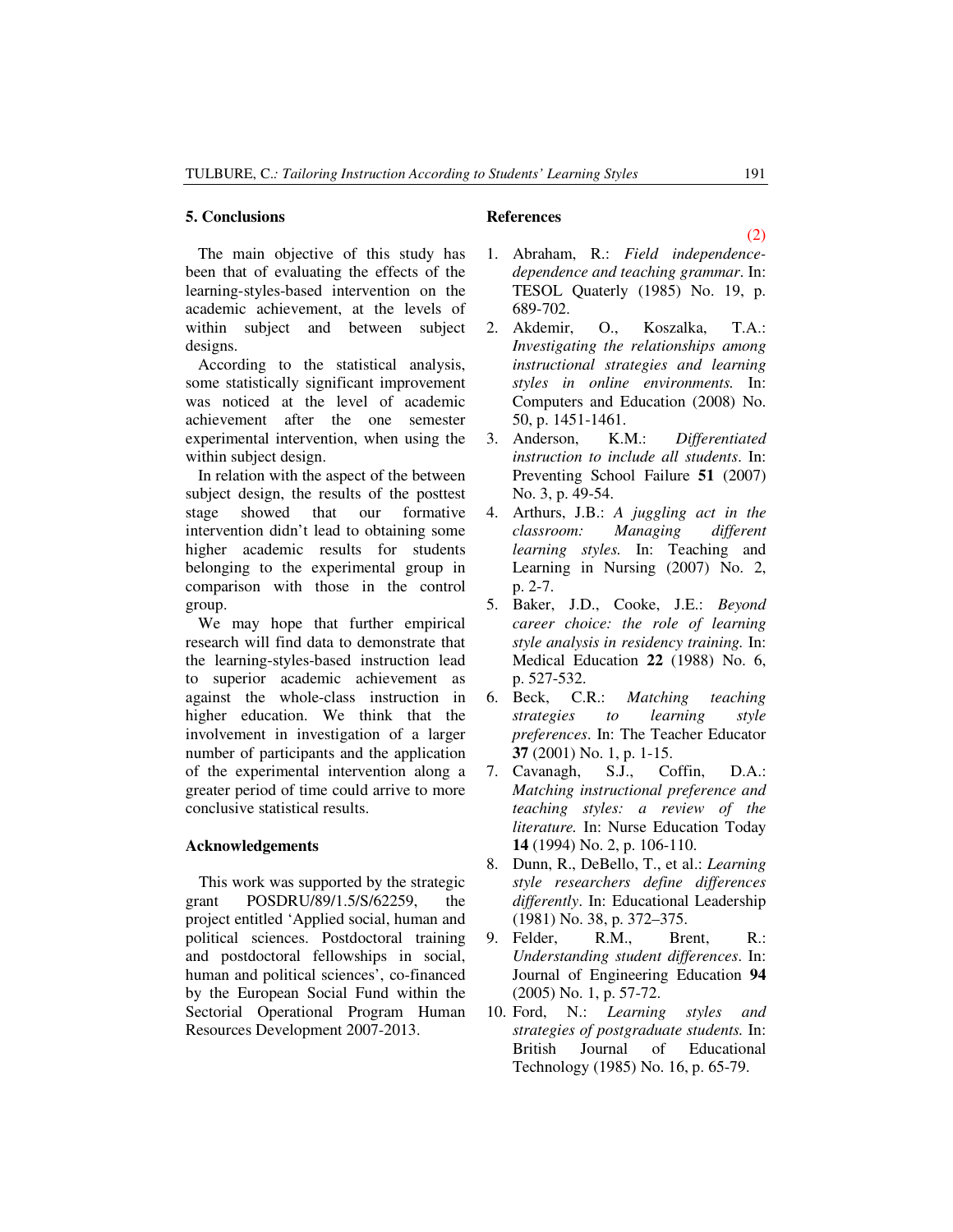## 5. Conclusions

The main objective of this study has been that of evaluating the effects of the learning-styles-based intervention on the academic achievement, at the levels of within subject and between subject designs.

According to the statistical analysis, some statistically significant improvement was noticed at the level of academic achievement after the one semester experimental intervention, when using the within subject design.

In relation with the aspect of the between subject design, the results of the posttest stage showed that our formative intervention didn't lead to obtaining some higher academic results for students belonging to the experimental group in comparison with those in the control group.

We may hope that further empirical research will find data to demonstrate that the learning-styles-based instruction lead to superior academic achievement as against the whole-class instruction in higher education. We think that the involvement in investigation of a larger number of participants and the application of the experimental intervention along a greater period of time could arrive to more conclusive statistical results.

## Acknowledgements

This work was supported by the strategic grant POSDRU/89/1.5/S/62259, the project entitled 'Applied social, human and political sciences. Postdoctoral training and postdoctoral fellowships in social, human and political sciences', co-financed by the European Social Fund within the Sectorial Operational Program Human Resources Development 2007-2013.

## References

(2)

1. Abraham, R.: *Field independence-dependence and teaching grammar*. In: TESOL Quaterly (1985) No. 19, p. 689-702.
2. Akdemir, O., Koszalka, T.A.: *Investigating the relationships among instructional strategies and learning styles in online environments.* In: Computers and Education (2008) No. 50, p. 1451-1461.
3. Anderson, K.M.: *Differentiated instruction to include all students*. In: Preventing School Failure **51** (2007) No. 3, p. 49-54.
4. Arthurs, J.B.: *A juggling act in the classroom: Managing different learning styles.* In: Teaching and Learning in Nursing (2007) No. 2, p. 2-7.
5. Baker, J.D., Cooke, J.E.: *Beyond career choice: the role of learning style analysis in residency training.* In: Medical Education **22** (1988) No. 6, p. 527-532.
6. Beck, C.R.: *Matching teaching strategies to learning style preferences*. In: The Teacher Educator **37** (2001) No. 1, p. 1-15.
7. Cavanagh, S.J., Coffin, D.A.: *Matching instructional preference and teaching styles: a review of the literature.* In: Nurse Education Today **14** (1994) No. 2, p. 106-110.
8. Dunn, R., DeBello, T., et al.: *Learning style researchers define differences differently*. In: Educational Leadership (1981) No. 38, p. 372–375.
9. Felder, R.M., Brent, R.: *Understanding student differences*. In: Journal of Engineering Education **94** (2005) No. 1, p. 57-72.
10. Ford, N.: *Learning styles and strategies of postgraduate students.* In: British Journal of Educational Technology (1985) No. 16, p. 65-79.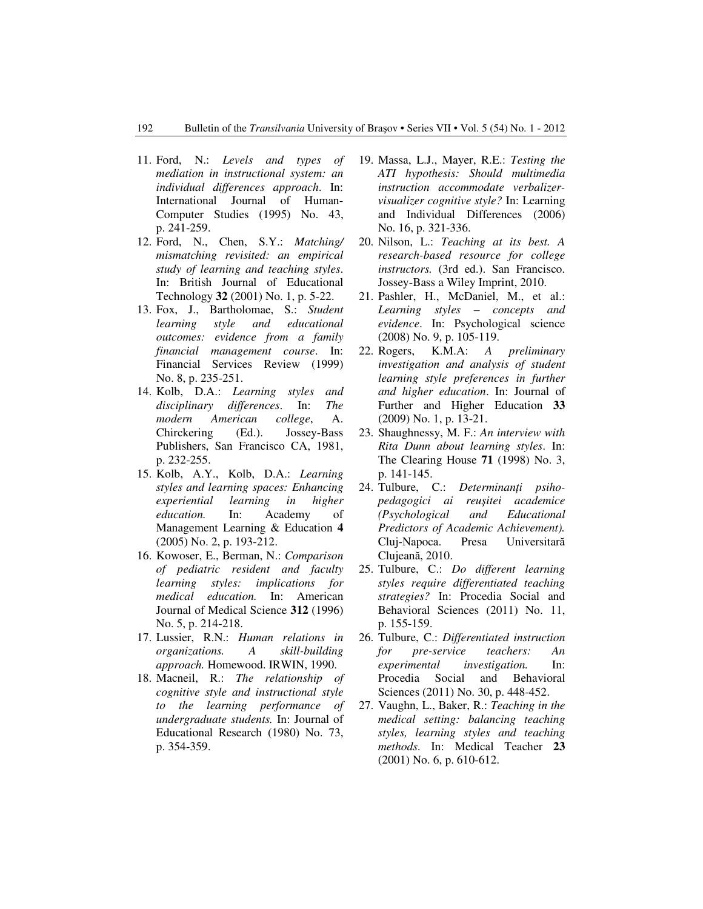11. Ford, N.: *Levels and types of mediation in instructional system: an individual differences approach*. In: International Journal of Human-Computer Studies (1995) No. 43, p. 241-259.
12. Ford, N., Chen, S.Y.: *Matching/ mismatching revisited: an empirical study of learning and teaching styles*. In: British Journal of Educational Technology **32** (2001) No. 1, p. 5-22.
13. Fox, J., Bartholomae, S.: *Student learning style and educational outcomes: evidence from a family financial management course*. In: Financial Services Review (1999) No. 8, p. 235-251.
14. Kolb, D.A.: *Learning styles and disciplinary differences*. In: *The modern American college*, A. Chirckering (Ed.). Jossey-Bass Publishers, San Francisco CA, 1981, p. 232-255.
15. Kolb, A.Y., Kolb, D.A.: *Learning styles and learning spaces: Enhancing experiential learning in higher education.* In: Academy of Management Learning & Education **4** (2005) No. 2, p. 193-212.
16. Kowoser, E., Berman, N.: *Comparison of pediatric resident and faculty learning styles: implications for medical education.* In: American Journal of Medical Science **312** (1996) No. 5, p. 214-218.
17. Lussier, R.N.: *Human relations in organizations. A skill-building approach.* Homewood. IRWIN, 1990.
18. Macneil, R.: *The relationship of cognitive style and instructional style to the learning performance of undergraduate students.* In: Journal of Educational Research (1980) No. 73, p. 354-359.
19. Massa, L.J., Mayer, R.E.: *Testing the ATI hypothesis: Should multimedia instruction accommodate verbalizer-visualizer cognitive style?* In: Learning and Individual Differences (2006) No. 16, p. 321-336.
20. Nilson, L.: *Teaching at its best. A research-based resource for college instructors.* (3rd ed.). San Francisco. Jossey-Bass a Wiley Imprint, 2010.
21. Pashler, H., McDaniel, M., et al.: *Learning styles – concepts and evidence*. In: Psychological science (2008) No. 9, p. 105-119.
22. Rogers, K.M.A: *A preliminary investigation and analysis of student learning style preferences in further and higher education*. In: Journal of Further and Higher Education **33** (2009) No. 1, p. 13-21.
23. Shaughnessy, M. F.: *An interview with Rita Dunn about learning styles*. In: The Clearing House **71** (1998) No. 3, p. 141-145.
24. Tulbure, C.: *Determinanți psiho-pedagogici ai reușitei academice (Psychological and Educational Predictors of Academic Achievement).* Cluj-Napoca. Presa Universitară Clujeană, 2010.
25. Tulbure, C.: *Do different learning styles require differentiated teaching strategies?* In: Procedia Social and Behavioral Sciences (2011) No. 11, p. 155-159.
26. Tulbure, C.: *Differentiated instruction for pre-service teachers: An experimental investigation.* In: Procedia Social and Behavioral Sciences (2011) No. 30, p. 448-452.
27. Vaughn, L., Baker, R.: *Teaching in the medical setting: balancing teaching styles, learning styles and teaching methods.* In: Medical Teacher **23** (2001) No. 6, p. 610-612.